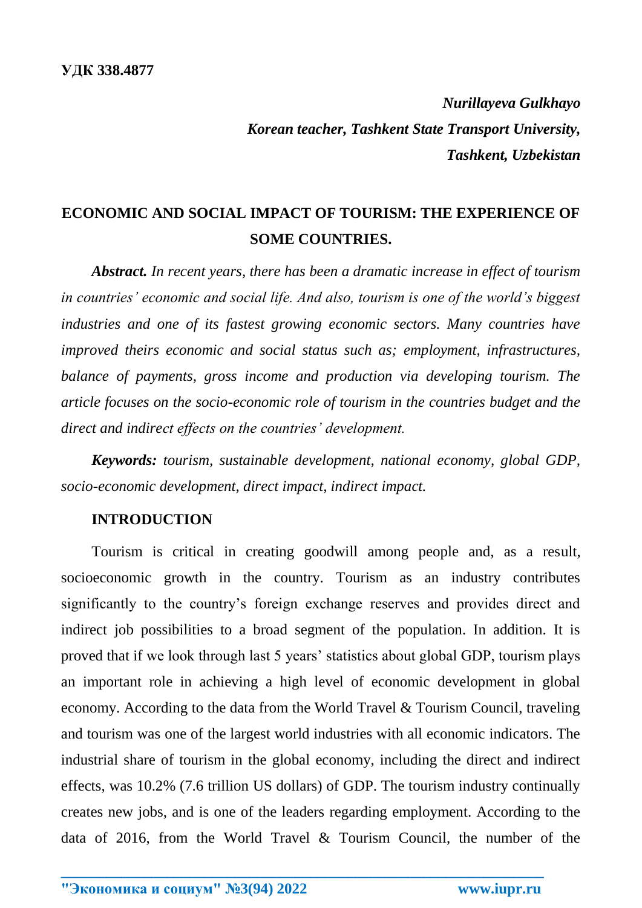**УДК 338.4877**

***Nurillayeva Gulkhayo***
***Korean teacher, Tashkent State Transport University,***
***Tashkent, Uzbekistan***

# ECONOMIC AND SOCIAL IMPACT OF TOURISM: THE EXPERIENCE OF SOME COUNTRIES.

***Abstract.*** *In recent years, there has been a dramatic increase in effect of tourism in countries' economic and social life. And also, tourism is one of the world's biggest industries and one of its fastest growing economic sectors. Many countries have improved theirs economic and social status such as; employment, infrastructures, balance of payments, gross income and production via developing tourism. The article focuses on the socio-economic role of tourism in the countries budget and the direct and indirect effects on the countries' development.*

***Keywords:*** *tourism, sustainable development, national economy, global GDP, socio-economic development, direct impact, indirect impact.*

## INTRODUCTION

Tourism is critical in creating goodwill among people and, as a result, socioeconomic growth in the country. Tourism as an industry contributes significantly to the country's foreign exchange reserves and provides direct and indirect job possibilities to a broad segment of the population. In addition. It is proved that if we look through last 5 years' statistics about global GDP, tourism plays an important role in achieving a high level of economic development in global economy. According to the data from the World Travel & Tourism Council, traveling and tourism was one of the largest world industries with all economic indicators. The industrial share of tourism in the global economy, including the direct and indirect effects, was 10.2% (7.6 trillion US dollars) of GDP. The tourism industry continually creates new jobs, and is one of the leaders regarding employment. According to the data of 2016, from the World Travel & Tourism Council, the number of the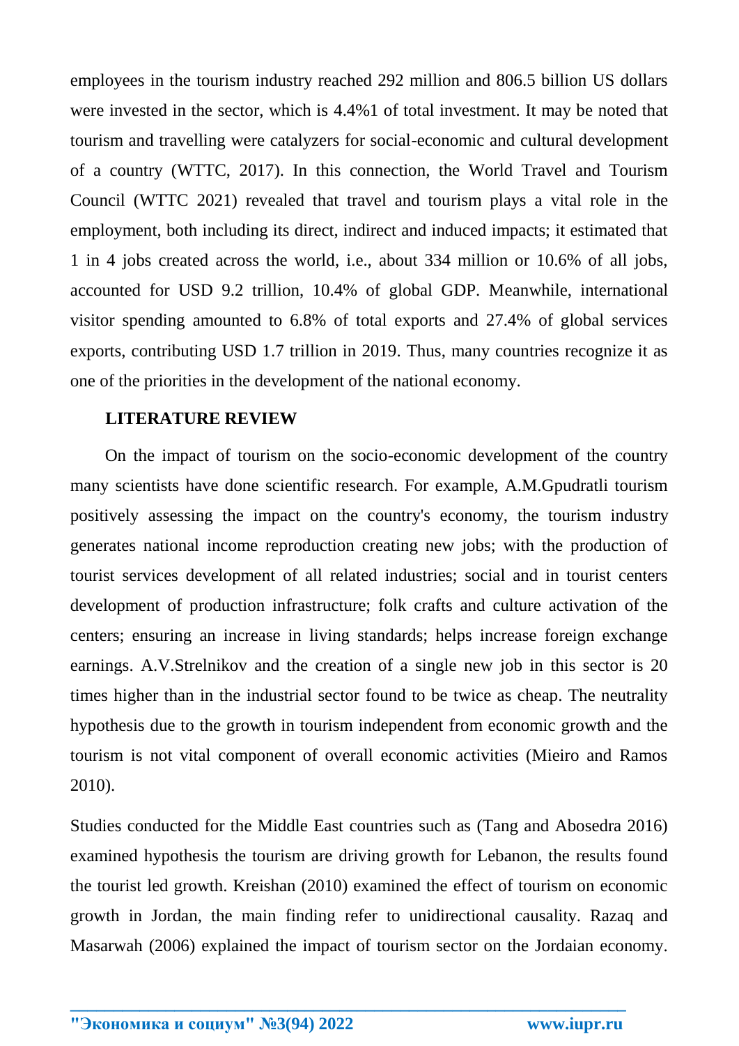employees in the tourism industry reached 292 million and 806.5 billion US dollars were invested in the sector, which is 4.4%1 of total investment. It may be noted that tourism and travelling were catalyzers for social-economic and cultural development of a country (WTTC, 2017). In this connection, the World Travel and Tourism Council (WTTC 2021) revealed that travel and tourism plays a vital role in the employment, both including its direct, indirect and induced impacts; it estimated that 1 in 4 jobs created across the world, i.e., about 334 million or 10.6% of all jobs, accounted for USD 9.2 trillion, 10.4% of global GDP. Meanwhile, international visitor spending amounted to 6.8% of total exports and 27.4% of global services exports, contributing USD 1.7 trillion in 2019. Thus, many countries recognize it as one of the priorities in the development of the national economy.

## LITERATURE REVIEW

On the impact of tourism on the socio-economic development of the country many scientists have done scientific research. For example, A.M.Gpudratli tourism positively assessing the impact on the country's economy, the tourism industry generates national income reproduction creating new jobs; with the production of tourist services development of all related industries; social and in tourist centers development of production infrastructure; folk crafts and culture activation of the centers; ensuring an increase in living standards; helps increase foreign exchange earnings. A.V.Strelnikov and the creation of a single new job in this sector is 20 times higher than in the industrial sector found to be twice as cheap. The neutrality hypothesis due to the growth in tourism independent from economic growth and the tourism is not vital component of overall economic activities (Mieiro and Ramos 2010).

Studies conducted for the Middle East countries such as (Tang and Abosedra 2016) examined hypothesis the tourism are driving growth for Lebanon, the results found the tourist led growth. Kreishan (2010) examined the effect of tourism on economic growth in Jordan, the main finding refer to unidirectional causality. Razaq and Masarwah (2006) explained the impact of tourism sector on the Jordaian economy.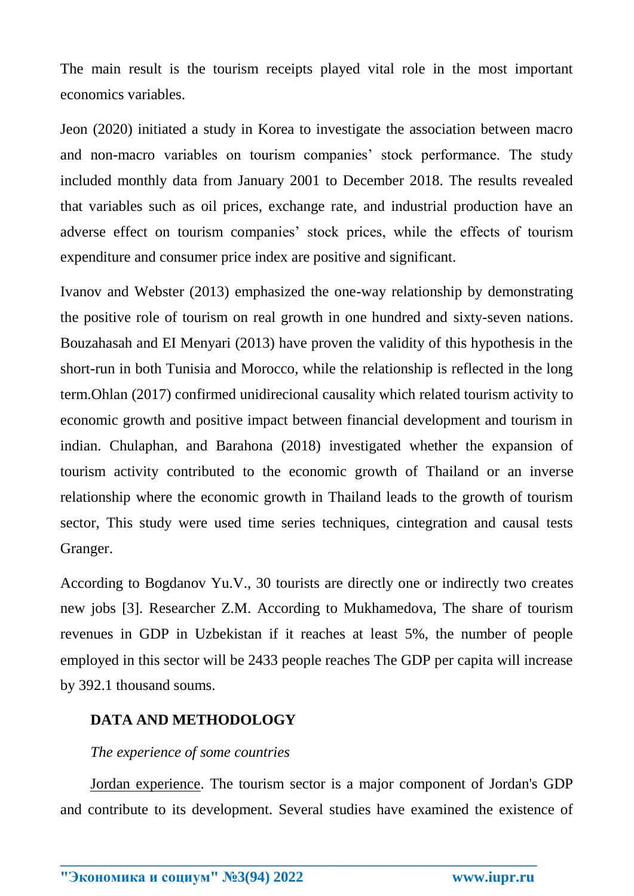The main result is the tourism receipts played vital role in the most important economics variables.

Jeon (2020) initiated a study in Korea to investigate the association between macro and non-macro variables on tourism companies' stock performance. The study included monthly data from January 2001 to December 2018. The results revealed that variables such as oil prices, exchange rate, and industrial production have an adverse effect on tourism companies' stock prices, while the effects of tourism expenditure and consumer price index are positive and significant.

Ivanov and Webster (2013) emphasized the one-way relationship by demonstrating the positive role of tourism on real growth in one hundred and sixty-seven nations. Bouzahasah and EI Menyari (2013) have proven the validity of this hypothesis in the short-run in both Tunisia and Morocco, while the relationship is reflected in the long term.Ohlan (2017) confirmed unidirecional causality which related tourism activity to economic growth and positive impact between financial development and tourism in indian. Chulaphan, and Barahona (2018) investigated whether the expansion of tourism activity contributed to the economic growth of Thailand or an inverse relationship where the economic growth in Thailand leads to the growth of tourism sector, This study were used time series techniques, cintegration and causal tests Granger.

According to Bogdanov Yu.V., 30 tourists are directly one or indirectly two creates new jobs [3]. Researcher Z.M. According to Mukhamedova, The share of tourism revenues in GDP in Uzbekistan if it reaches at least 5%, the number of people employed in this sector will be 2433 people reaches The GDP per capita will increase by 392.1 thousand soums.

## DATA AND METHODOLOGY

*The experience of some countries*

Jordan experience. The tourism sector is a major component of Jordan's GDP and contribute to its development. Several studies have examined the existence of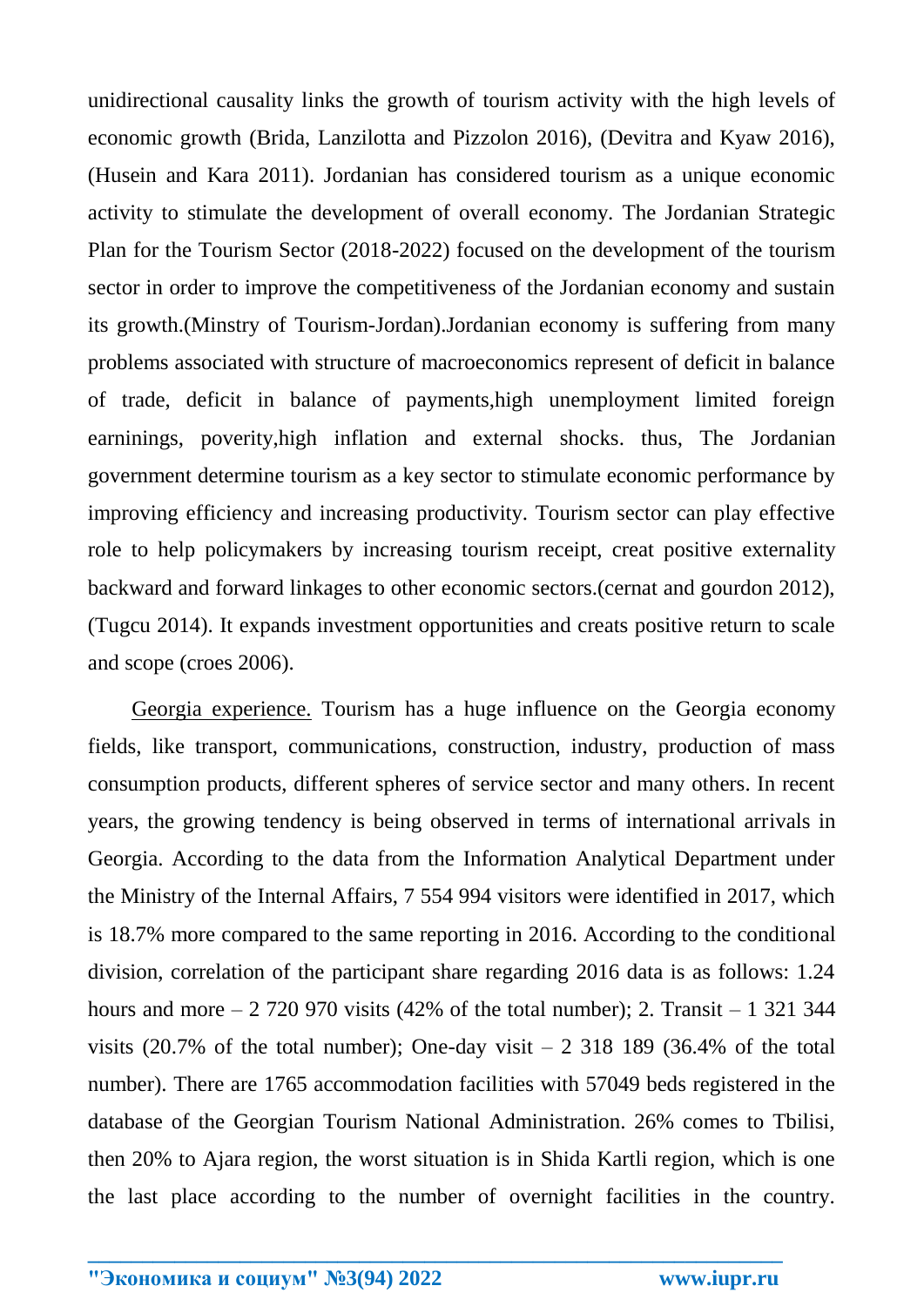unidirectional causality links the growth of tourism activity with the high levels of economic growth (Brida, Lanzilotta and Pizzolon 2016), (Devitra and Kyaw 2016), (Husein and Kara 2011). Jordanian has considered tourism as a unique economic activity to stimulate the development of overall economy. The Jordanian Strategic Plan for the Tourism Sector (2018-2022) focused on the development of the tourism sector in order to improve the competitiveness of the Jordanian economy and sustain its growth.(Minstry of Tourism-Jordan).Jordanian economy is suffering from many problems associated with structure of macroeconomics represent of deficit in balance of trade, deficit in balance of payments,high unemployment limited foreign earninings, poverity,high inflation and external shocks. thus, The Jordanian government determine tourism as a key sector to stimulate economic performance by improving efficiency and increasing productivity. Tourism sector can play effective role to help policymakers by increasing tourism receipt, creat positive externality backward and forward linkages to other economic sectors.(cernat and gourdon 2012), (Tugcu 2014). It expands investment opportunities and creats positive return to scale and scope (croes 2006).

Georgia experience. Tourism has a huge influence on the Georgia economy fields, like transport, communications, construction, industry, production of mass consumption products, different spheres of service sector and many others. In recent years, the growing tendency is being observed in terms of international arrivals in Georgia. According to the data from the Information Analytical Department under the Ministry of the Internal Affairs, 7 554 994 visitors were identified in 2017, which is 18.7% more compared to the same reporting in 2016. According to the conditional division, correlation of the participant share regarding 2016 data is as follows: 1.24 hours and more – 2 720 970 visits (42% of the total number); 2. Transit – 1 321 344 visits (20.7% of the total number); One-day visit – 2 318 189 (36.4% of the total number). There are 1765 accommodation facilities with 57049 beds registered in the database of the Georgian Tourism National Administration. 26% comes to Tbilisi, then 20% to Ajara region, the worst situation is in Shida Kartli region, which is one the last place according to the number of overnight facilities in the country.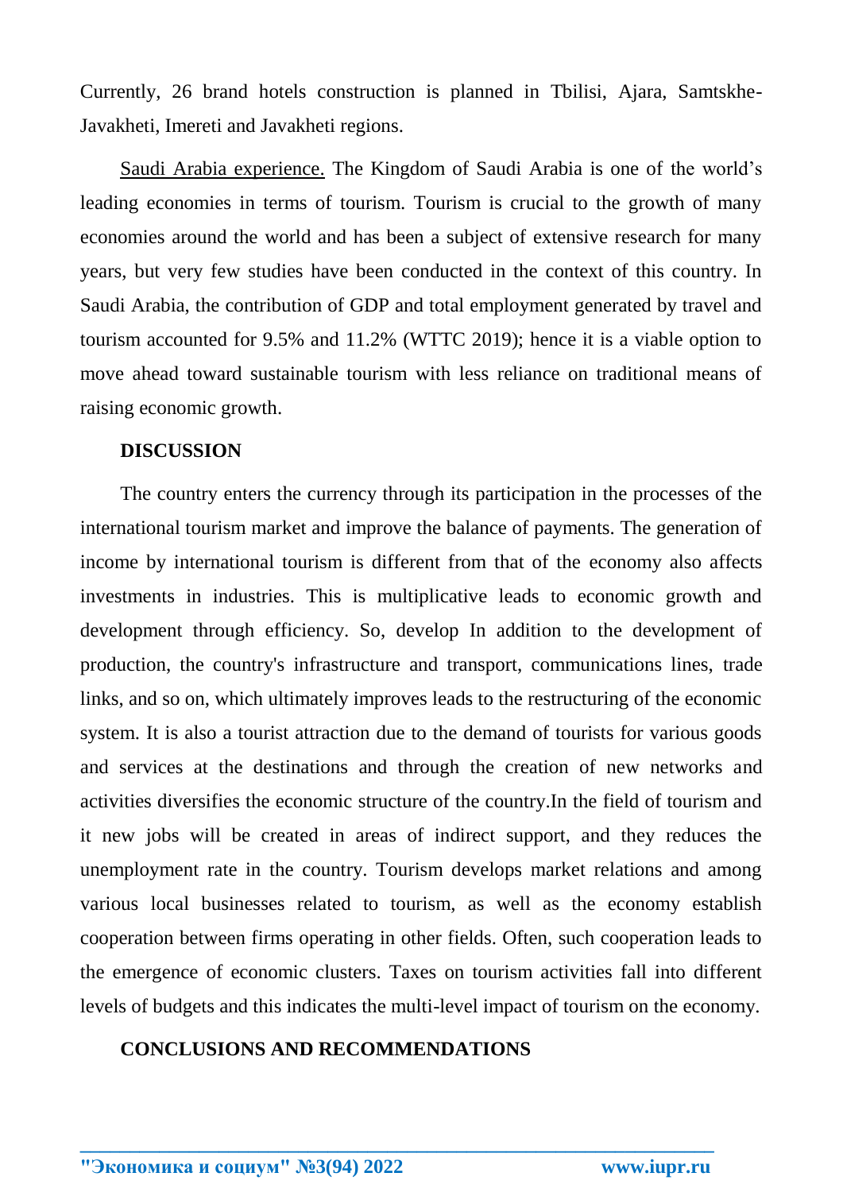Currently, 26 brand hotels construction is planned in Tbilisi, Ajara, Samtskhe-Javakheti, Imereti and Javakheti regions.

Saudi Arabia experience. The Kingdom of Saudi Arabia is one of the world's leading economies in terms of tourism. Tourism is crucial to the growth of many economies around the world and has been a subject of extensive research for many years, but very few studies have been conducted in the context of this country. In Saudi Arabia, the contribution of GDP and total employment generated by travel and tourism accounted for 9.5% and 11.2% (WTTC 2019); hence it is a viable option to move ahead toward sustainable tourism with less reliance on traditional means of raising economic growth.

## DISCUSSION

The country enters the currency through its participation in the processes of the international tourism market and improve the balance of payments. The generation of income by international tourism is different from that of the economy also affects investments in industries. This is multiplicative leads to economic growth and development through efficiency. So, develop In addition to the development of production, the country's infrastructure and transport, communications lines, trade links, and so on, which ultimately improves leads to the restructuring of the economic system. It is also a tourist attraction due to the demand of tourists for various goods and services at the destinations and through the creation of new networks and activities diversifies the economic structure of the country.In the field of tourism and it new jobs will be created in areas of indirect support, and they reduces the unemployment rate in the country. Tourism develops market relations and among various local businesses related to tourism, as well as the economy establish cooperation between firms operating in other fields. Often, such cooperation leads to the emergence of economic clusters. Taxes on tourism activities fall into different levels of budgets and this indicates the multi-level impact of tourism on the economy.

## CONCLUSIONS AND RECOMMENDATIONS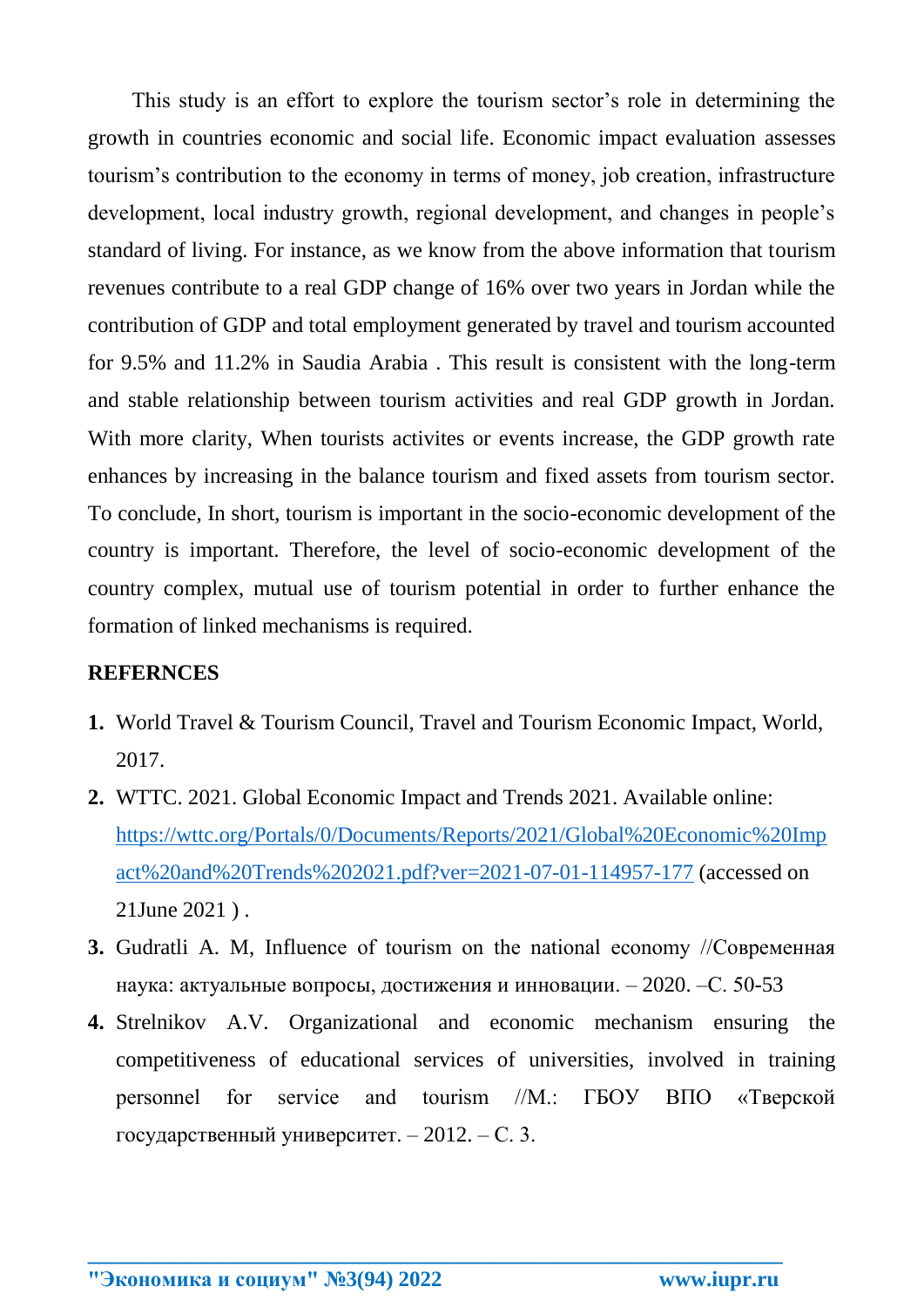This study is an effort to explore the tourism sector's role in determining the growth in countries economic and social life. Economic impact evaluation assesses tourism's contribution to the economy in terms of money, job creation, infrastructure development, local industry growth, regional development, and changes in people's standard of living. For instance, as we know from the above information that tourism revenues contribute to a real GDP change of 16% over two years in Jordan while the contribution of GDP and total employment generated by travel and tourism accounted for 9.5% and 11.2% in Saudia Arabia . This result is consistent with the long-term and stable relationship between tourism activities and real GDP growth in Jordan. With more clarity, When tourists activites or events increase, the GDP growth rate enhances by increasing in the balance tourism and fixed assets from tourism sector. To conclude, In short, tourism is important in the socio-economic development of the country is important. Therefore, the level of socio-economic development of the country complex, mutual use of tourism potential in order to further enhance the formation of linked mechanisms is required.

**REFERNCES**

1. World Travel & Tourism Council, Travel and Tourism Economic Impact, World, 2017.
2. WTTC. 2021. Global Economic Impact and Trends 2021. Available online: https://wttc.org/Portals/0/Documents/Reports/2021/Global%20Economic%20Impact%20and%20Trends%202021.pdf?ver=2021-07-01-114957-177 (accessed on 21June 2021 ) .
3. Gudratli A. M, Influence of tourism on the national economy //Современная наука: актуальные вопросы, достижения и инновации. – 2020. –С. 50-53
4. Strelnikov A.V. Organizational and economic mechanism ensuring the competitiveness of educational services of universities, involved in training personnel for service and tourism //М.: ГБОУ ВПО «Тверской государственный университет. – 2012. – С. 3.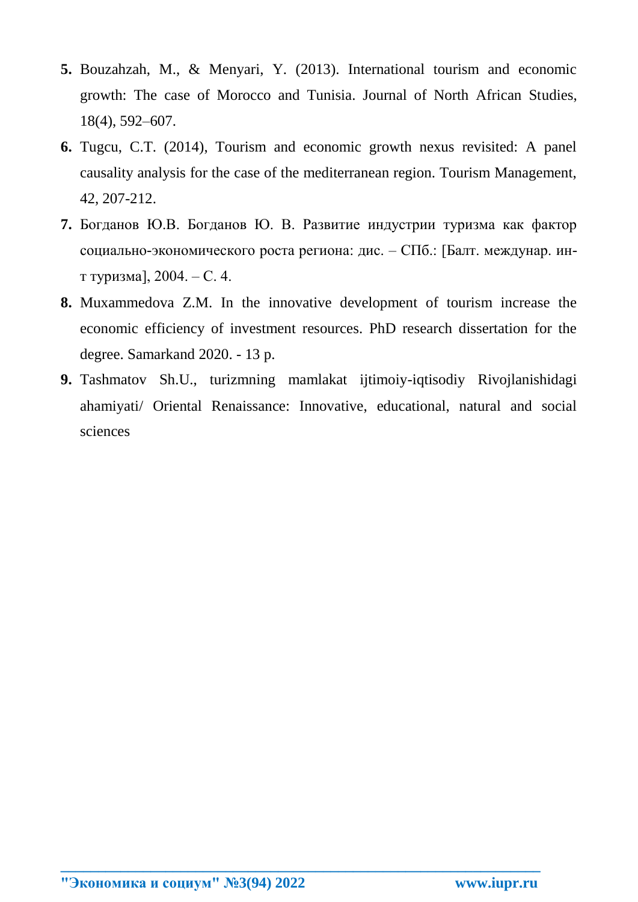5. Bouzahzah, M., & Menyari, Y. (2013). International tourism and economic growth: The case of Morocco and Tunisia. Journal of North African Studies, 18(4), 592–607.
6. Tugcu, C.T. (2014), Tourism and economic growth nexus revisited: A panel causality analysis for the case of the mediterranean region. Tourism Management, 42, 207-212.
7. Богданов Ю.В. Богданов Ю. В. Развитие индустрии туризма как фактор социально-экономического роста региона: дис. – СПб.: [Балт. междунар. ин-т туризма], 2004. – С. 4.
8. Muxammedova Z.M. In the innovative development of tourism increase the economic efficiency of investment resources. PhD research dissertation for the degree. Samarkand 2020. - 13 p.
9. Tashmatov Sh.U., turizmning mamlakat ijtimoiy-iqtisodiy Rivojlanishidagi ahamiyati/ Oriental Renaissance: Innovative, educational, natural and social sciences